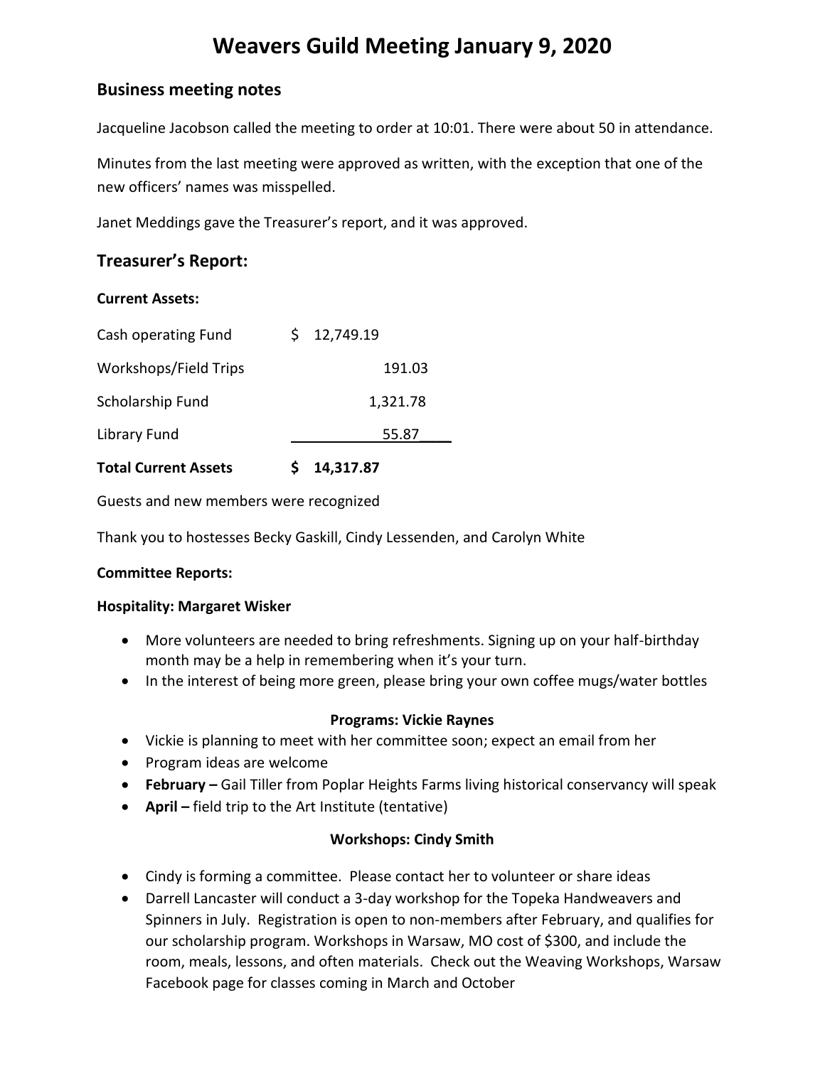# Weavers Guild Meeting January 9, 2020

## Business meeting notes

Jacqueline Jacobson called the meeting to order at 10:01. There were about 50 in attendance.

Minutes from the last meeting were approved as written, with the exception that one of the new officers' names was misspelled.

Janet Meddings gave the Treasurer's report, and it was approved.

## Treasurer's Report:

**Current Assets:**

| | |
|---|---|
| Cash operating Fund | $ 12,749.19 |
| Workshops/Field Trips | 191.03 |
| Scholarship Fund | 1,321.78 |
| Library Fund | 55.87 |
| **Total Current Assets** | **$ 14,317.87** |

Guests and new members were recognized

Thank you to hostesses Becky Gaskill, Cindy Lessenden, and Carolyn White

**Committee Reports:**

**Hospitality: Margaret Wisker**

- More volunteers are needed to bring refreshments. Signing up on your half-birthday month may be a help in remembering when it's your turn.
- In the interest of being more green, please bring your own coffee mugs/water bottles

**Programs: Vickie Raynes**

- Vickie is planning to meet with her committee soon; expect an email from her
- Program ideas are welcome
- **February –** Gail Tiller from Poplar Heights Farms living historical conservancy will speak
- **April –** field trip to the Art Institute (tentative)

**Workshops: Cindy Smith**

- Cindy is forming a committee. Please contact her to volunteer or share ideas
- Darrell Lancaster will conduct a 3-day workshop for the Topeka Handweavers and Spinners in July. Registration is open to non-members after February, and qualifies for our scholarship program. Workshops in Warsaw, MO cost of $300, and include the room, meals, lessons, and often materials. Check out the Weaving Workshops, Warsaw Facebook page for classes coming in March and October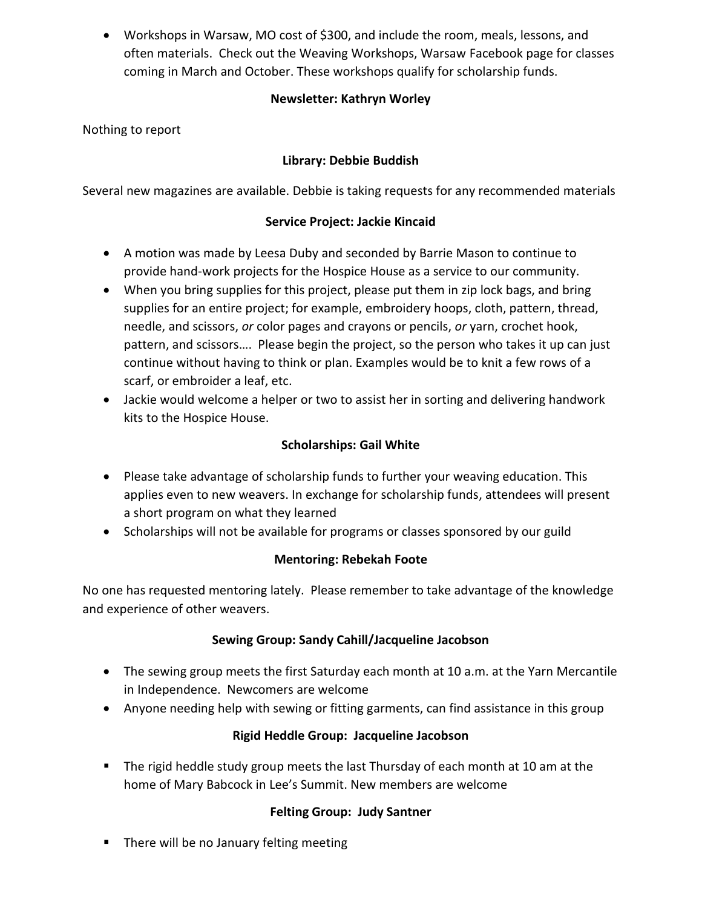- Workshops in Warsaw, MO cost of $300, and include the room, meals, lessons, and often materials. Check out the Weaving Workshops, Warsaw Facebook page for classes coming in March and October. These workshops qualify for scholarship funds.

**Newsletter: Kathryn Worley**

Nothing to report

**Library: Debbie Buddish**

Several new magazines are available. Debbie is taking requests for any recommended materials

**Service Project: Jackie Kincaid**

- A motion was made by Leesa Duby and seconded by Barrie Mason to continue to provide hand-work projects for the Hospice House as a service to our community.
- When you bring supplies for this project, please put them in zip lock bags, and bring supplies for an entire project; for example, embroidery hoops, cloth, pattern, thread, needle, and scissors, *or* color pages and crayons or pencils, *or* yarn, crochet hook, pattern, and scissors…. Please begin the project, so the person who takes it up can just continue without having to think or plan. Examples would be to knit a few rows of a scarf, or embroider a leaf, etc.
- Jackie would welcome a helper or two to assist her in sorting and delivering handwork kits to the Hospice House.

**Scholarships: Gail White**

- Please take advantage of scholarship funds to further your weaving education. This applies even to new weavers. In exchange for scholarship funds, attendees will present a short program on what they learned
- Scholarships will not be available for programs or classes sponsored by our guild

**Mentoring: Rebekah Foote**

No one has requested mentoring lately. Please remember to take advantage of the knowledge and experience of other weavers.

**Sewing Group: Sandy Cahill/Jacqueline Jacobson**

- The sewing group meets the first Saturday each month at 10 a.m. at the Yarn Mercantile in Independence. Newcomers are welcome
- Anyone needing help with sewing or fitting garments, can find assistance in this group

**Rigid Heddle Group: Jacqueline Jacobson**

- The rigid heddle study group meets the last Thursday of each month at 10 am at the home of Mary Babcock in Lee's Summit. New members are welcome

**Felting Group: Judy Santner**

- There will be no January felting meeting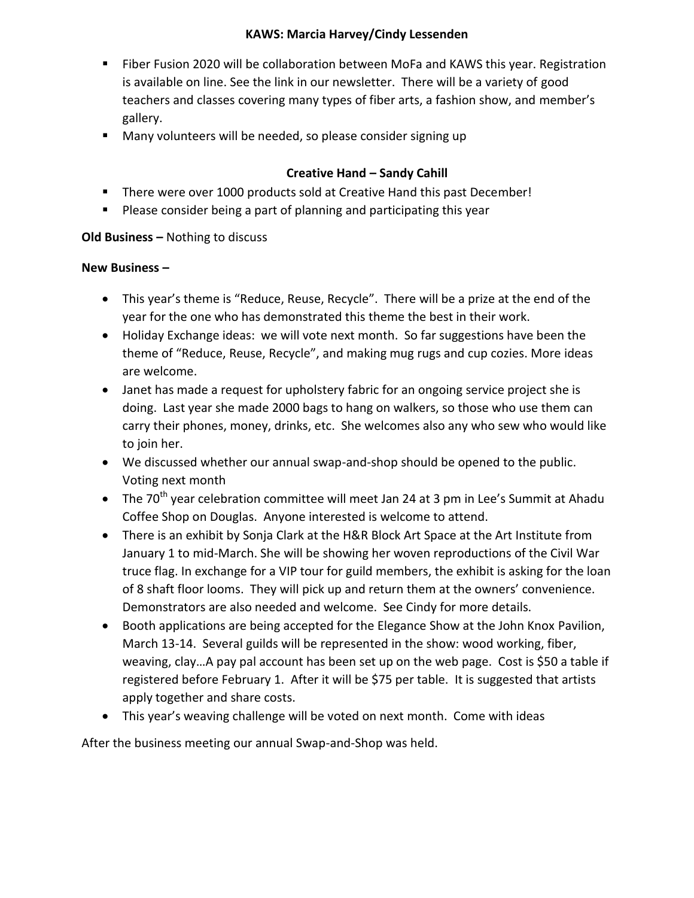**KAWS: Marcia Harvey/Cindy Lessenden**

- Fiber Fusion 2020 will be collaboration between MoFa and KAWS this year. Registration is available on line. See the link in our newsletter. There will be a variety of good teachers and classes covering many types of fiber arts, a fashion show, and member's gallery.
- Many volunteers will be needed, so please consider signing up

**Creative Hand – Sandy Cahill**

- There were over 1000 products sold at Creative Hand this past December!
- Please consider being a part of planning and participating this year

**Old Business –** Nothing to discuss

**New Business –**

- This year's theme is "Reduce, Reuse, Recycle". There will be a prize at the end of the year for the one who has demonstrated this theme the best in their work.
- Holiday Exchange ideas: we will vote next month. So far suggestions have been the theme of "Reduce, Reuse, Recycle", and making mug rugs and cup cozies. More ideas are welcome.
- Janet has made a request for upholstery fabric for an ongoing service project she is doing. Last year she made 2000 bags to hang on walkers, so those who use them can carry their phones, money, drinks, etc. She welcomes also any who sew who would like to join her.
- We discussed whether our annual swap-and-shop should be opened to the public. Voting next month
- The 70th year celebration committee will meet Jan 24 at 3 pm in Lee's Summit at Ahadu Coffee Shop on Douglas. Anyone interested is welcome to attend.
- There is an exhibit by Sonja Clark at the H&R Block Art Space at the Art Institute from January 1 to mid-March. She will be showing her woven reproductions of the Civil War truce flag. In exchange for a VIP tour for guild members, the exhibit is asking for the loan of 8 shaft floor looms. They will pick up and return them at the owners' convenience. Demonstrators are also needed and welcome. See Cindy for more details.
- Booth applications are being accepted for the Elegance Show at the John Knox Pavilion, March 13-14. Several guilds will be represented in the show: wood working, fiber, weaving, clay…A pay pal account has been set up on the web page. Cost is $50 a table if registered before February 1. After it will be $75 per table. It is suggested that artists apply together and share costs.
- This year's weaving challenge will be voted on next month. Come with ideas

After the business meeting our annual Swap-and-Shop was held.